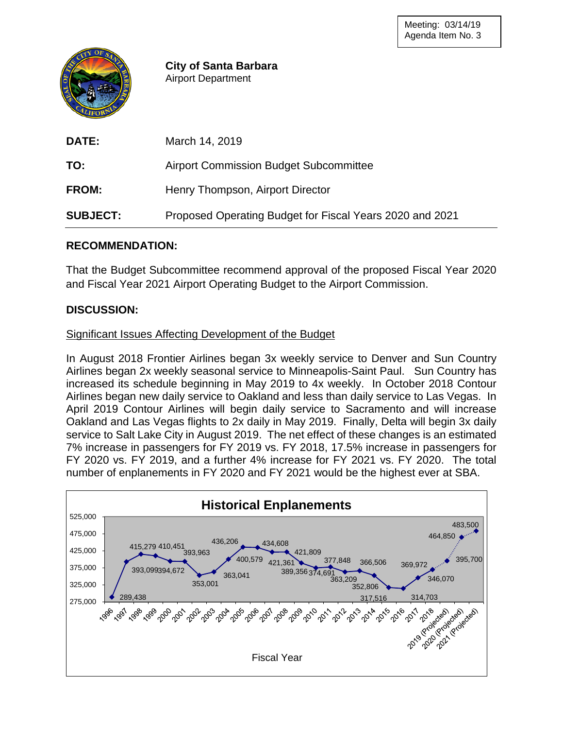Meeting: 03/14/19
Agenda Item No. 3

**City of Santa Barbara**
Airport Department

| | |
|---|---|
| **DATE:** | March 14, 2019 |
| **TO:** | Airport Commission Budget Subcommittee |
| **FROM:** | Henry Thompson, Airport Director |
| **SUBJECT:** | Proposed Operating Budget for Fiscal Years 2020 and 2021 |

## RECOMMENDATION:

That the Budget Subcommittee recommend approval of the proposed Fiscal Year 2020 and Fiscal Year 2021 Airport Operating Budget to the Airport Commission.

## DISCUSSION:

### Significant Issues Affecting Development of the Budget

In August 2018 Frontier Airlines began 3x weekly service to Denver and Sun Country Airlines began 2x weekly seasonal service to Minneapolis-Saint Paul. Sun Country has increased its schedule beginning in May 2019 to 4x weekly. In October 2018 Contour Airlines began new daily service to Oakland and less than daily service to Las Vegas. In April 2019 Contour Airlines will begin daily service to Sacramento and will increase Oakland and Las Vegas flights to 2x daily in May 2019. Finally, Delta will begin 3x daily service to Salt Lake City in August 2019. The net effect of these changes is an estimated 7% increase in passengers for FY 2019 vs. FY 2018, 17.5% increase in passengers for FY 2020 vs. FY 2019, and a further 4% increase for FY 2021 vs. FY 2020. The total number of enplanements in FY 2020 and FY 2021 would be the highest ever at SBA.

**Historical Enplanements**

| Fiscal Year | Enplanements |
|---|---|
| 1996 | 289,438 |
| 1997 | 393,099 |
| 1998 | 415,279 |
| 1999 | 410,451 |
| 2000 | 394,672 |
| 2001 | 393,963 |
| 2002 | 353,001 |
| 2003 | 363,041 |
| 2004 | 400,579 |
| 2005 | 436,206 |
| 2006 | 434,608 |
| 2007 | 421,361 |
| 2008 | 421,809 |
| 2009 | 389,356 |
| 2010 | 374,691 |
| 2011 | 377,848 |
| 2012 | 363,209 |
| 2013 | 366,506 |
| 2014 | 352,806 |
| 2015 | 317,516 |
| 2016 | 314,703 |
| 2017 | 346,070 |
| 2018 | 369,972 |
| 2019 (Projected) | 395,700 |
| 2020 (Projected) | 464,850 |
| 2021 (Projected) | 483,500 |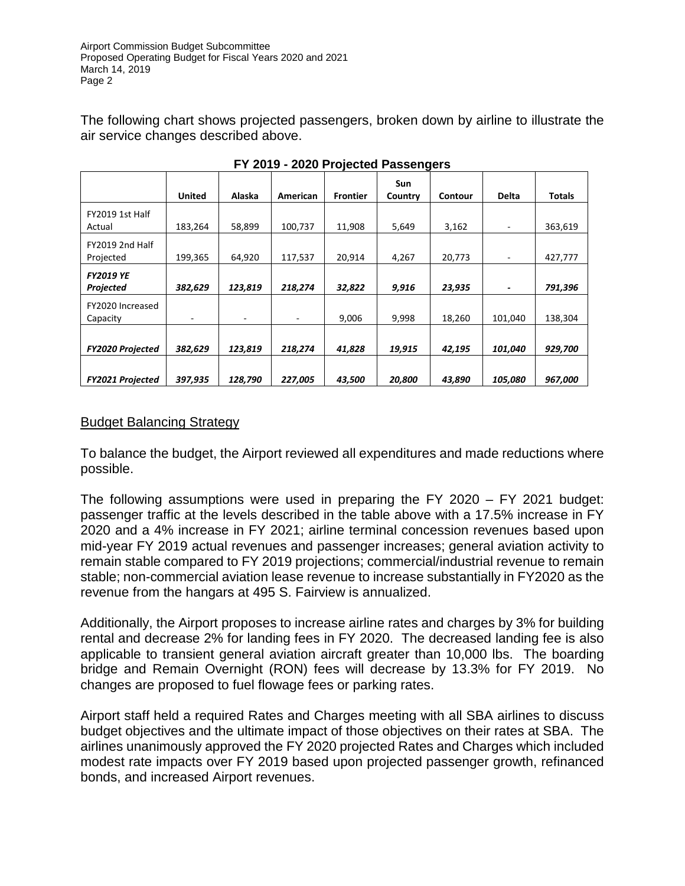The following chart shows projected passengers, broken down by airline to illustrate the air service changes described above.

**FY 2019 - 2020 Projected Passengers**

| | United | Alaska | American | Frontier | Sun Country | Contour | Delta | Totals |
|---|---|---|---|---|---|---|---|---|
| FY2019 1st Half Actual | 183,264 | 58,899 | 100,737 | 11,908 | 5,649 | 3,162 | - | 363,619 |
| FY2019 2nd Half Projected | 199,365 | 64,920 | 117,537 | 20,914 | 4,267 | 20,773 | - | 427,777 |
| ***FY2019 YE Projected*** | ***382,629*** | ***123,819*** | ***218,274*** | ***32,822*** | ***9,916*** | ***23,935*** | **-** | ***791,396*** |
| FY2020 Increased Capacity | - | - | - | 9,006 | 9,998 | 18,260 | 101,040 | 138,304 |
| ***FY2020 Projected*** | ***382,629*** | ***123,819*** | ***218,274*** | ***41,828*** | ***19,915*** | ***42,195*** | ***101,040*** | ***929,700*** |
| ***FY2021 Projected*** | ***397,935*** | ***128,790*** | ***227,005*** | ***43,500*** | ***20,800*** | ***43,890*** | ***105,080*** | ***967,000*** |

## Budget Balancing Strategy

To balance the budget, the Airport reviewed all expenditures and made reductions where possible.

The following assumptions were used in preparing the FY 2020 – FY 2021 budget: passenger traffic at the levels described in the table above with a 17.5% increase in FY 2020 and a 4% increase in FY 2021; airline terminal concession revenues based upon mid-year FY 2019 actual revenues and passenger increases; general aviation activity to remain stable compared to FY 2019 projections; commercial/industrial revenue to remain stable; non-commercial aviation lease revenue to increase substantially in FY2020 as the revenue from the hangars at 495 S. Fairview is annualized.

Additionally, the Airport proposes to increase airline rates and charges by 3% for building rental and decrease 2% for landing fees in FY 2020. The decreased landing fee is also applicable to transient general aviation aircraft greater than 10,000 lbs. The boarding bridge and Remain Overnight (RON) fees will decrease by 13.3% for FY 2019. No changes are proposed to fuel flowage fees or parking rates.

Airport staff held a required Rates and Charges meeting with all SBA airlines to discuss budget objectives and the ultimate impact of those objectives on their rates at SBA. The airlines unanimously approved the FY 2020 projected Rates and Charges which included modest rate impacts over FY 2019 based upon projected passenger growth, refinanced bonds, and increased Airport revenues.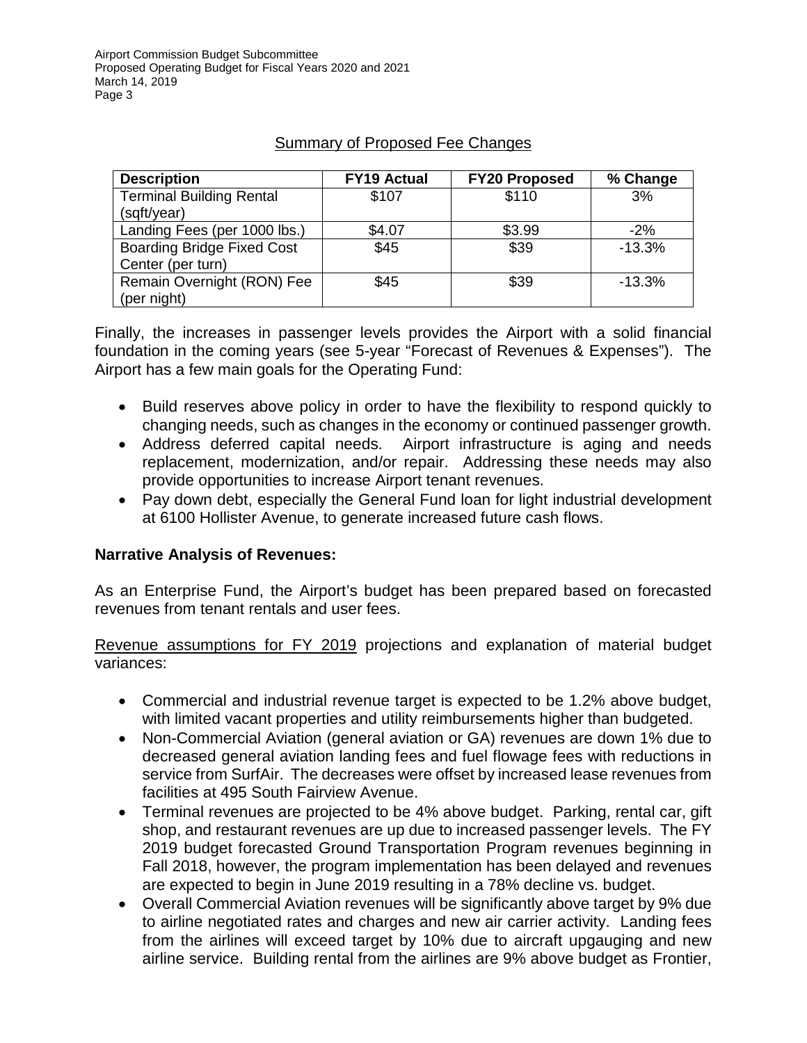Summary of Proposed Fee Changes

| Description | FY19 Actual | FY20 Proposed | % Change |
|---|---|---|---|
| Terminal Building Rental (sqft/year) | $107 | $110 | 3% |
| Landing Fees (per 1000 lbs.) | $4.07 | $3.99 | -2% |
| Boarding Bridge Fixed Cost Center (per turn) | $45 | $39 | -13.3% |
| Remain Overnight (RON) Fee (per night) | $45 | $39 | -13.3% |

Finally, the increases in passenger levels provides the Airport with a solid financial foundation in the coming years (see 5-year "Forecast of Revenues & Expenses"). The Airport has a few main goals for the Operating Fund:

- Build reserves above policy in order to have the flexibility to respond quickly to changing needs, such as changes in the economy or continued passenger growth.
- Address deferred capital needs. Airport infrastructure is aging and needs replacement, modernization, and/or repair. Addressing these needs may also provide opportunities to increase Airport tenant revenues.
- Pay down debt, especially the General Fund loan for light industrial development at 6100 Hollister Avenue, to generate increased future cash flows.

**Narrative Analysis of Revenues:**

As an Enterprise Fund, the Airport's budget has been prepared based on forecasted revenues from tenant rentals and user fees.

Revenue assumptions for FY 2019 projections and explanation of material budget variances:

- Commercial and industrial revenue target is expected to be 1.2% above budget, with limited vacant properties and utility reimbursements higher than budgeted.
- Non-Commercial Aviation (general aviation or GA) revenues are down 1% due to decreased general aviation landing fees and fuel flowage fees with reductions in service from SurfAir. The decreases were offset by increased lease revenues from facilities at 495 South Fairview Avenue.
- Terminal revenues are projected to be 4% above budget. Parking, rental car, gift shop, and restaurant revenues are up due to increased passenger levels. The FY 2019 budget forecasted Ground Transportation Program revenues beginning in Fall 2018, however, the program implementation has been delayed and revenues are expected to begin in June 2019 resulting in a 78% decline vs. budget.
- Overall Commercial Aviation revenues will be significantly above target by 9% due to airline negotiated rates and charges and new air carrier activity. Landing fees from the airlines will exceed target by 10% due to aircraft upgauging and new airline service. Building rental from the airlines are 9% above budget as Frontier,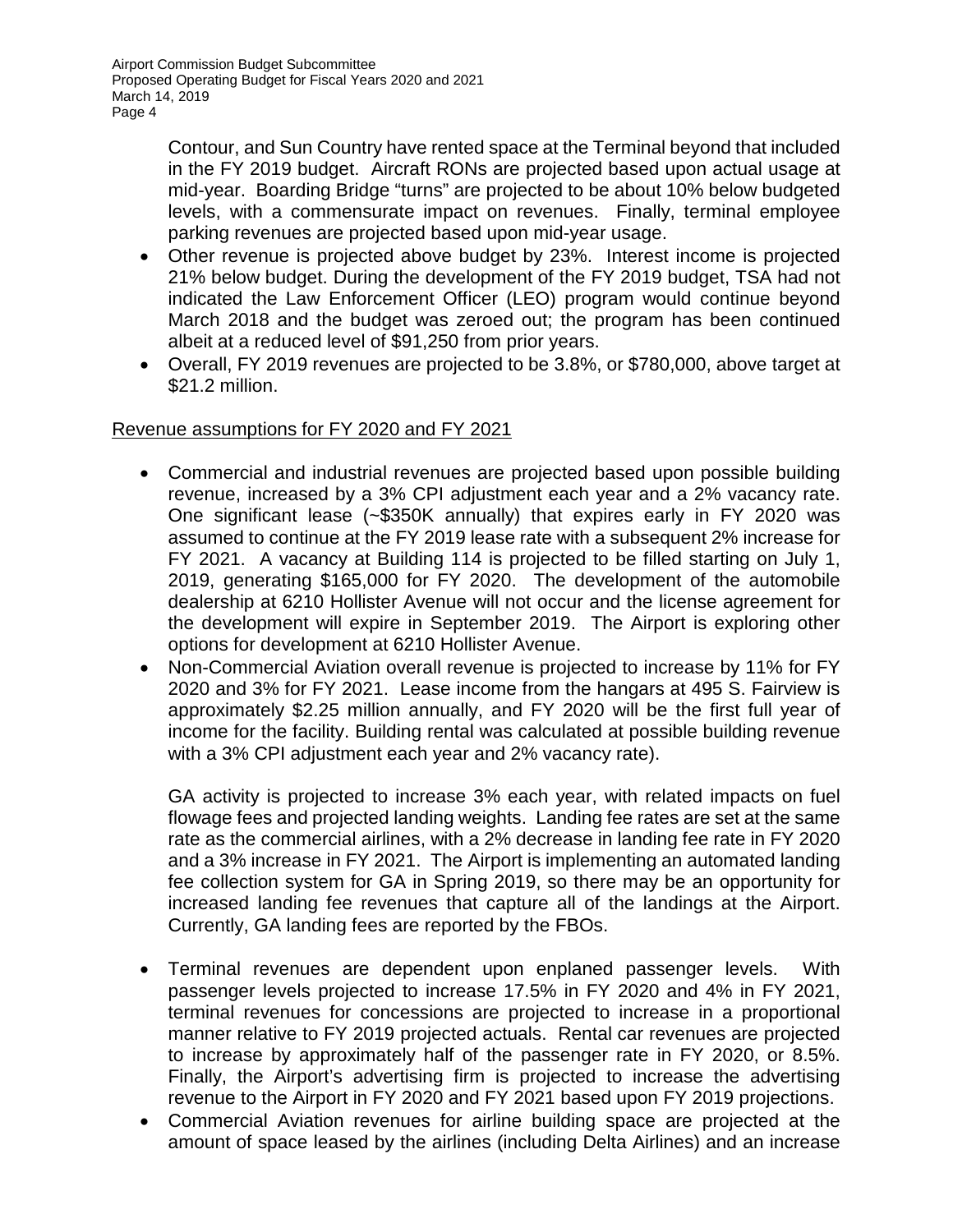Contour, and Sun Country have rented space at the Terminal beyond that included in the FY 2019 budget. Aircraft RONs are projected based upon actual usage at mid-year. Boarding Bridge "turns" are projected to be about 10% below budgeted levels, with a commensurate impact on revenues. Finally, terminal employee parking revenues are projected based upon mid-year usage.

- Other revenue is projected above budget by 23%. Interest income is projected 21% below budget. During the development of the FY 2019 budget, TSA had not indicated the Law Enforcement Officer (LEO) program would continue beyond March 2018 and the budget was zeroed out; the program has been continued albeit at a reduced level of $91,250 from prior years.
- Overall, FY 2019 revenues are projected to be 3.8%, or $780,000, above target at $21.2 million.

Revenue assumptions for FY 2020 and FY 2021

- Commercial and industrial revenues are projected based upon possible building revenue, increased by a 3% CPI adjustment each year and a 2% vacancy rate. One significant lease (~$350K annually) that expires early in FY 2020 was assumed to continue at the FY 2019 lease rate with a subsequent 2% increase for FY 2021. A vacancy at Building 114 is projected to be filled starting on July 1, 2019, generating $165,000 for FY 2020. The development of the automobile dealership at 6210 Hollister Avenue will not occur and the license agreement for the development will expire in September 2019. The Airport is exploring other options for development at 6210 Hollister Avenue.
- Non-Commercial Aviation overall revenue is projected to increase by 11% for FY 2020 and 3% for FY 2021. Lease income from the hangars at 495 S. Fairview is approximately $2.25 million annually, and FY 2020 will be the first full year of income for the facility. Building rental was calculated at possible building revenue with a 3% CPI adjustment each year and 2% vacancy rate).

  GA activity is projected to increase 3% each year, with related impacts on fuel flowage fees and projected landing weights. Landing fee rates are set at the same rate as the commercial airlines, with a 2% decrease in landing fee rate in FY 2020 and a 3% increase in FY 2021. The Airport is implementing an automated landing fee collection system for GA in Spring 2019, so there may be an opportunity for increased landing fee revenues that capture all of the landings at the Airport. Currently, GA landing fees are reported by the FBOs.

- Terminal revenues are dependent upon enplaned passenger levels. With passenger levels projected to increase 17.5% in FY 2020 and 4% in FY 2021, terminal revenues for concessions are projected to increase in a proportional manner relative to FY 2019 projected actuals. Rental car revenues are projected to increase by approximately half of the passenger rate in FY 2020, or 8.5%. Finally, the Airport's advertising firm is projected to increase the advertising revenue to the Airport in FY 2020 and FY 2021 based upon FY 2019 projections.
- Commercial Aviation revenues for airline building space are projected at the amount of space leased by the airlines (including Delta Airlines) and an increase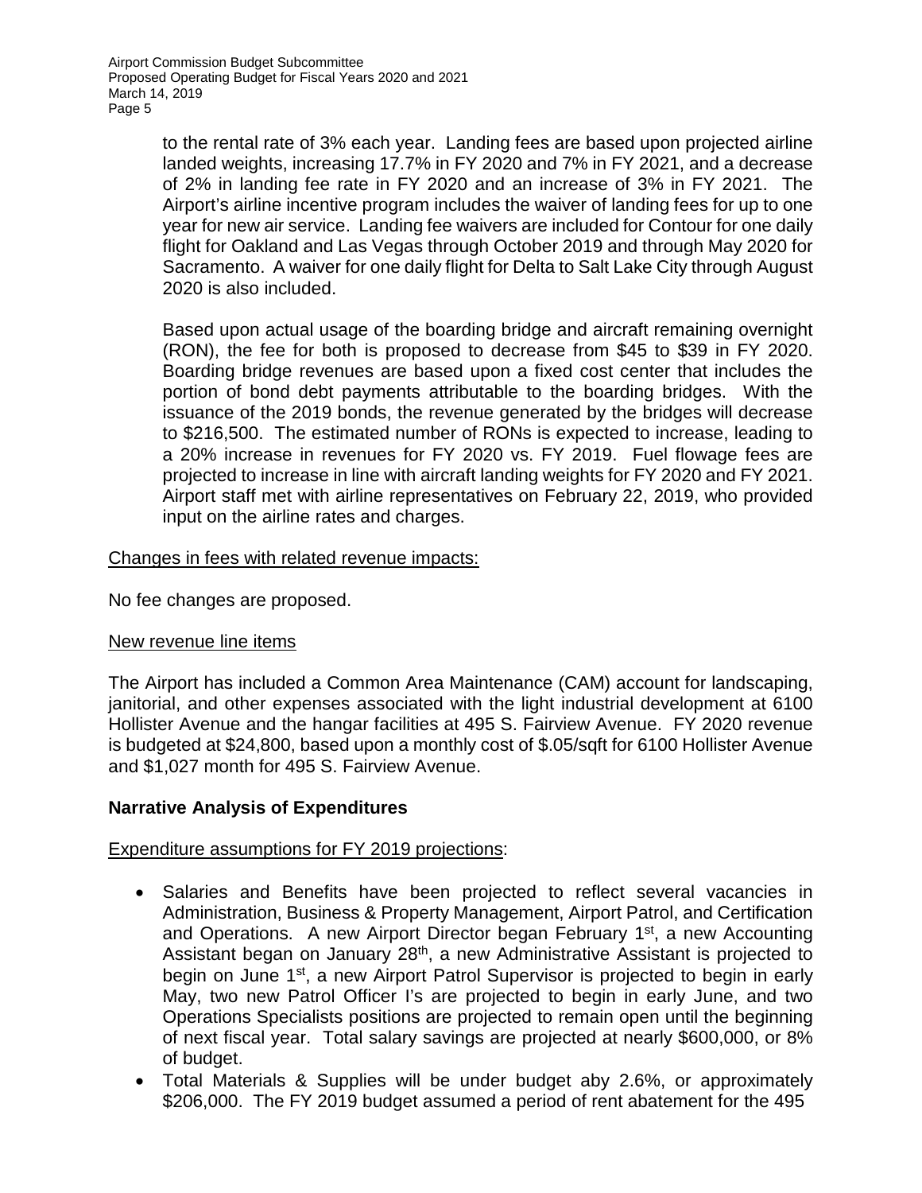to the rental rate of 3% each year. Landing fees are based upon projected airline landed weights, increasing 17.7% in FY 2020 and 7% in FY 2021, and a decrease of 2% in landing fee rate in FY 2020 and an increase of 3% in FY 2021. The Airport's airline incentive program includes the waiver of landing fees for up to one year for new air service. Landing fee waivers are included for Contour for one daily flight for Oakland and Las Vegas through October 2019 and through May 2020 for Sacramento. A waiver for one daily flight for Delta to Salt Lake City through August 2020 is also included.

Based upon actual usage of the boarding bridge and aircraft remaining overnight (RON), the fee for both is proposed to decrease from $45 to $39 in FY 2020. Boarding bridge revenues are based upon a fixed cost center that includes the portion of bond debt payments attributable to the boarding bridges. With the issuance of the 2019 bonds, the revenue generated by the bridges will decrease to $216,500. The estimated number of RONs is expected to increase, leading to a 20% increase in revenues for FY 2020 vs. FY 2019. Fuel flowage fees are projected to increase in line with aircraft landing weights for FY 2020 and FY 2021. Airport staff met with airline representatives on February 22, 2019, who provided input on the airline rates and charges.

Changes in fees with related revenue impacts:

No fee changes are proposed.

New revenue line items

The Airport has included a Common Area Maintenance (CAM) account for landscaping, janitorial, and other expenses associated with the light industrial development at 6100 Hollister Avenue and the hangar facilities at 495 S. Fairview Avenue. FY 2020 revenue is budgeted at $24,800, based upon a monthly cost of $.05/sqft for 6100 Hollister Avenue and $1,027 month for 495 S. Fairview Avenue.

**Narrative Analysis of Expenditures**

Expenditure assumptions for FY 2019 projections:

- Salaries and Benefits have been projected to reflect several vacancies in Administration, Business & Property Management, Airport Patrol, and Certification and Operations. A new Airport Director began February 1st, a new Accounting Assistant began on January 28th, a new Administrative Assistant is projected to begin on June 1st, a new Airport Patrol Supervisor is projected to begin in early May, two new Patrol Officer I's are projected to begin in early June, and two Operations Specialists positions are projected to remain open until the beginning of next fiscal year. Total salary savings are projected at nearly $600,000, or 8% of budget.
- Total Materials & Supplies will be under budget aby 2.6%, or approximately $206,000. The FY 2019 budget assumed a period of rent abatement for the 495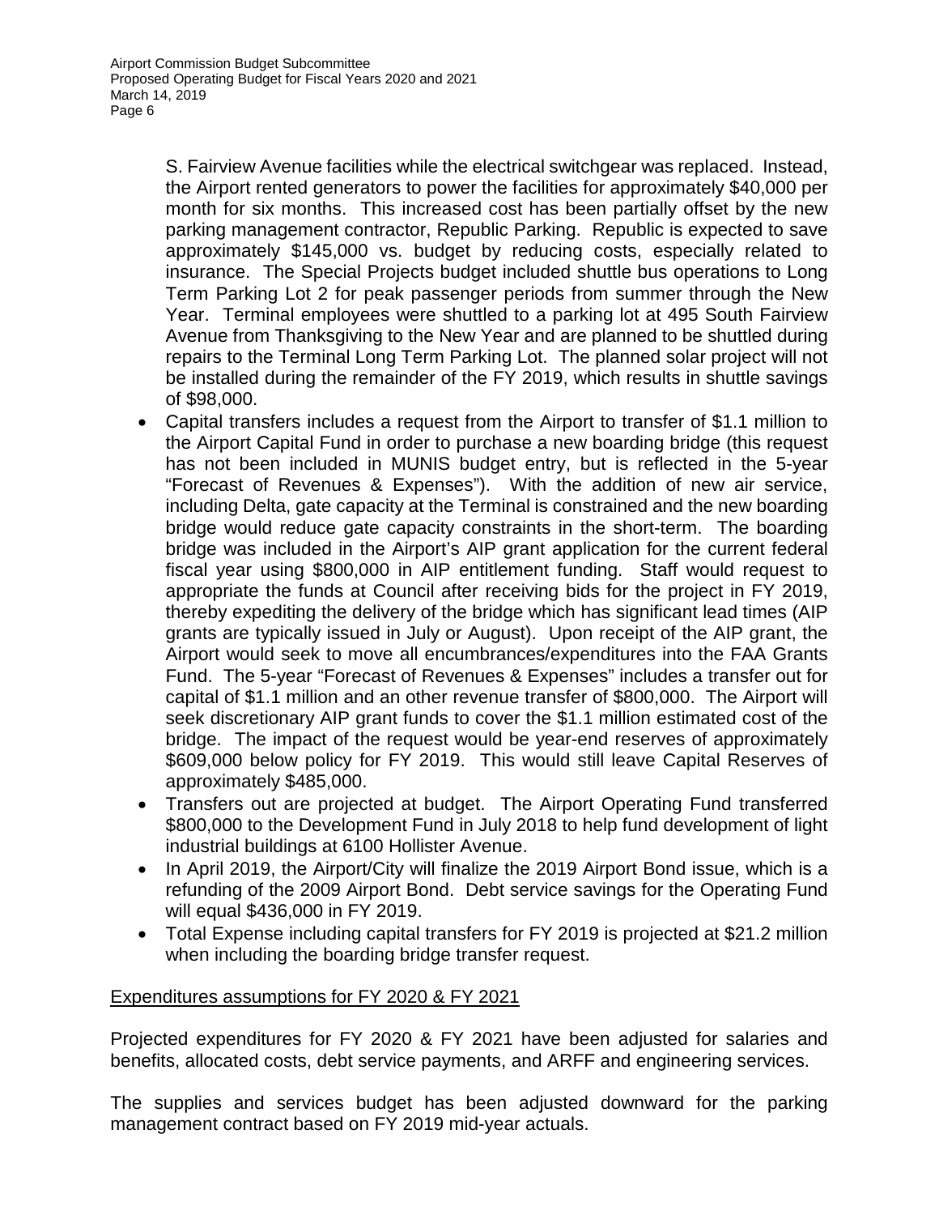S. Fairview Avenue facilities while the electrical switchgear was replaced. Instead, the Airport rented generators to power the facilities for approximately $40,000 per month for six months. This increased cost has been partially offset by the new parking management contractor, Republic Parking. Republic is expected to save approximately $145,000 vs. budget by reducing costs, especially related to insurance. The Special Projects budget included shuttle bus operations to Long Term Parking Lot 2 for peak passenger periods from summer through the New Year. Terminal employees were shuttled to a parking lot at 495 South Fairview Avenue from Thanksgiving to the New Year and are planned to be shuttled during repairs to the Terminal Long Term Parking Lot. The planned solar project will not be installed during the remainder of the FY 2019, which results in shuttle savings of $98,000.

- Capital transfers includes a request from the Airport to transfer of $1.1 million to the Airport Capital Fund in order to purchase a new boarding bridge (this request has not been included in MUNIS budget entry, but is reflected in the 5-year "Forecast of Revenues & Expenses"). With the addition of new air service, including Delta, gate capacity at the Terminal is constrained and the new boarding bridge would reduce gate capacity constraints in the short-term. The boarding bridge was included in the Airport's AIP grant application for the current federal fiscal year using $800,000 in AIP entitlement funding. Staff would request to appropriate the funds at Council after receiving bids for the project in FY 2019, thereby expediting the delivery of the bridge which has significant lead times (AIP grants are typically issued in July or August). Upon receipt of the AIP grant, the Airport would seek to move all encumbrances/expenditures into the FAA Grants Fund. The 5-year "Forecast of Revenues & Expenses" includes a transfer out for capital of $1.1 million and an other revenue transfer of $800,000. The Airport will seek discretionary AIP grant funds to cover the $1.1 million estimated cost of the bridge. The impact of the request would be year-end reserves of approximately $609,000 below policy for FY 2019. This would still leave Capital Reserves of approximately $485,000.
- Transfers out are projected at budget. The Airport Operating Fund transferred $800,000 to the Development Fund in July 2018 to help fund development of light industrial buildings at 6100 Hollister Avenue.
- In April 2019, the Airport/City will finalize the 2019 Airport Bond issue, which is a refunding of the 2009 Airport Bond. Debt service savings for the Operating Fund will equal $436,000 in FY 2019.
- Total Expense including capital transfers for FY 2019 is projected at $21.2 million when including the boarding bridge transfer request.

<u>Expenditures assumptions for FY 2020 & FY 2021</u>

Projected expenditures for FY 2020 & FY 2021 have been adjusted for salaries and benefits, allocated costs, debt service payments, and ARFF and engineering services.

The supplies and services budget has been adjusted downward for the parking management contract based on FY 2019 mid-year actuals.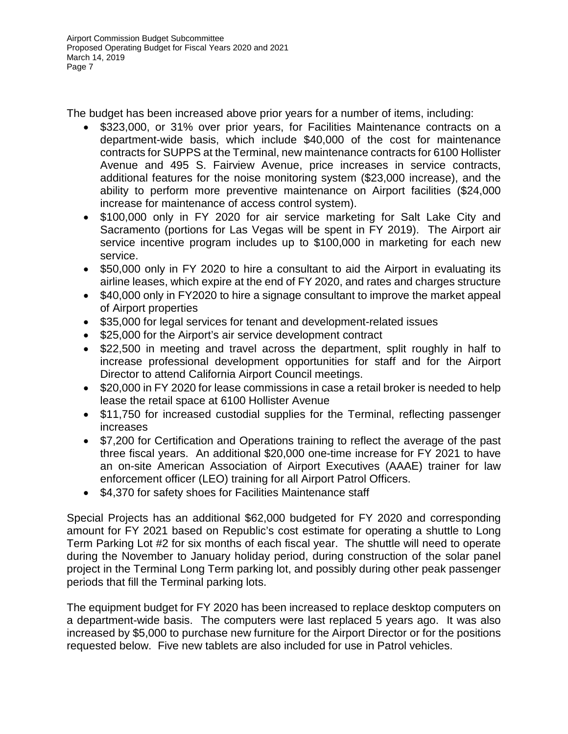The budget has been increased above prior years for a number of items, including:

- $323,000, or 31% over prior years, for Facilities Maintenance contracts on a department-wide basis, which include $40,000 of the cost for maintenance contracts for SUPPS at the Terminal, new maintenance contracts for 6100 Hollister Avenue and 495 S. Fairview Avenue, price increases in service contracts, additional features for the noise monitoring system ($23,000 increase), and the ability to perform more preventive maintenance on Airport facilities ($24,000 increase for maintenance of access control system).
- $100,000 only in FY 2020 for air service marketing for Salt Lake City and Sacramento (portions for Las Vegas will be spent in FY 2019). The Airport air service incentive program includes up to $100,000 in marketing for each new service.
- $50,000 only in FY 2020 to hire a consultant to aid the Airport in evaluating its airline leases, which expire at the end of FY 2020, and rates and charges structure
- $40,000 only in FY2020 to hire a signage consultant to improve the market appeal of Airport properties
- $35,000 for legal services for tenant and development-related issues
- $25,000 for the Airport's air service development contract
- $22,500 in meeting and travel across the department, split roughly in half to increase professional development opportunities for staff and for the Airport Director to attend California Airport Council meetings.
- $20,000 in FY 2020 for lease commissions in case a retail broker is needed to help lease the retail space at 6100 Hollister Avenue
- $11,750 for increased custodial supplies for the Terminal, reflecting passenger increases
- $7,200 for Certification and Operations training to reflect the average of the past three fiscal years. An additional $20,000 one-time increase for FY 2021 to have an on-site American Association of Airport Executives (AAAE) trainer for law enforcement officer (LEO) training for all Airport Patrol Officers.
- $4,370 for safety shoes for Facilities Maintenance staff

Special Projects has an additional $62,000 budgeted for FY 2020 and corresponding amount for FY 2021 based on Republic's cost estimate for operating a shuttle to Long Term Parking Lot #2 for six months of each fiscal year. The shuttle will need to operate during the November to January holiday period, during construction of the solar panel project in the Terminal Long Term parking lot, and possibly during other peak passenger periods that fill the Terminal parking lots.

The equipment budget for FY 2020 has been increased to replace desktop computers on a department-wide basis. The computers were last replaced 5 years ago. It was also increased by $5,000 to purchase new furniture for the Airport Director or for the positions requested below. Five new tablets are also included for use in Patrol vehicles.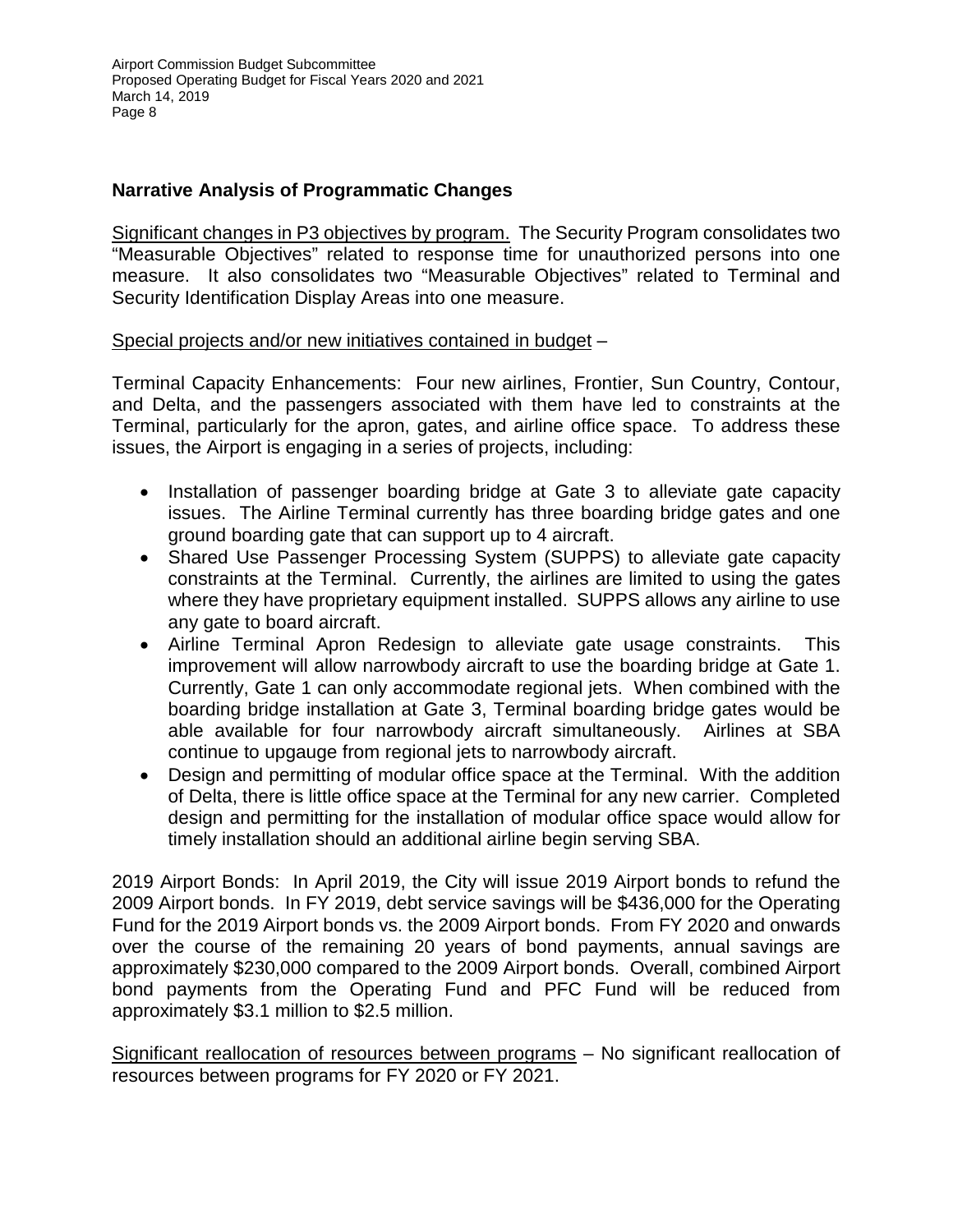## Narrative Analysis of Programmatic Changes

Significant changes in P3 objectives by program. The Security Program consolidates two "Measurable Objectives" related to response time for unauthorized persons into one measure. It also consolidates two "Measurable Objectives" related to Terminal and Security Identification Display Areas into one measure.

Special projects and/or new initiatives contained in budget –

Terminal Capacity Enhancements: Four new airlines, Frontier, Sun Country, Contour, and Delta, and the passengers associated with them have led to constraints at the Terminal, particularly for the apron, gates, and airline office space. To address these issues, the Airport is engaging in a series of projects, including:

- Installation of passenger boarding bridge at Gate 3 to alleviate gate capacity issues. The Airline Terminal currently has three boarding bridge gates and one ground boarding gate that can support up to 4 aircraft.
- Shared Use Passenger Processing System (SUPPS) to alleviate gate capacity constraints at the Terminal. Currently, the airlines are limited to using the gates where they have proprietary equipment installed. SUPPS allows any airline to use any gate to board aircraft.
- Airline Terminal Apron Redesign to alleviate gate usage constraints. This improvement will allow narrowbody aircraft to use the boarding bridge at Gate 1. Currently, Gate 1 can only accommodate regional jets. When combined with the boarding bridge installation at Gate 3, Terminal boarding bridge gates would be able available for four narrowbody aircraft simultaneously. Airlines at SBA continue to upgauge from regional jets to narrowbody aircraft.
- Design and permitting of modular office space at the Terminal. With the addition of Delta, there is little office space at the Terminal for any new carrier. Completed design and permitting for the installation of modular office space would allow for timely installation should an additional airline begin serving SBA.

2019 Airport Bonds: In April 2019, the City will issue 2019 Airport bonds to refund the 2009 Airport bonds. In FY 2019, debt service savings will be $436,000 for the Operating Fund for the 2019 Airport bonds vs. the 2009 Airport bonds. From FY 2020 and onwards over the course of the remaining 20 years of bond payments, annual savings are approximately $230,000 compared to the 2009 Airport bonds. Overall, combined Airport bond payments from the Operating Fund and PFC Fund will be reduced from approximately $3.1 million to $2.5 million.

Significant reallocation of resources between programs – No significant reallocation of resources between programs for FY 2020 or FY 2021.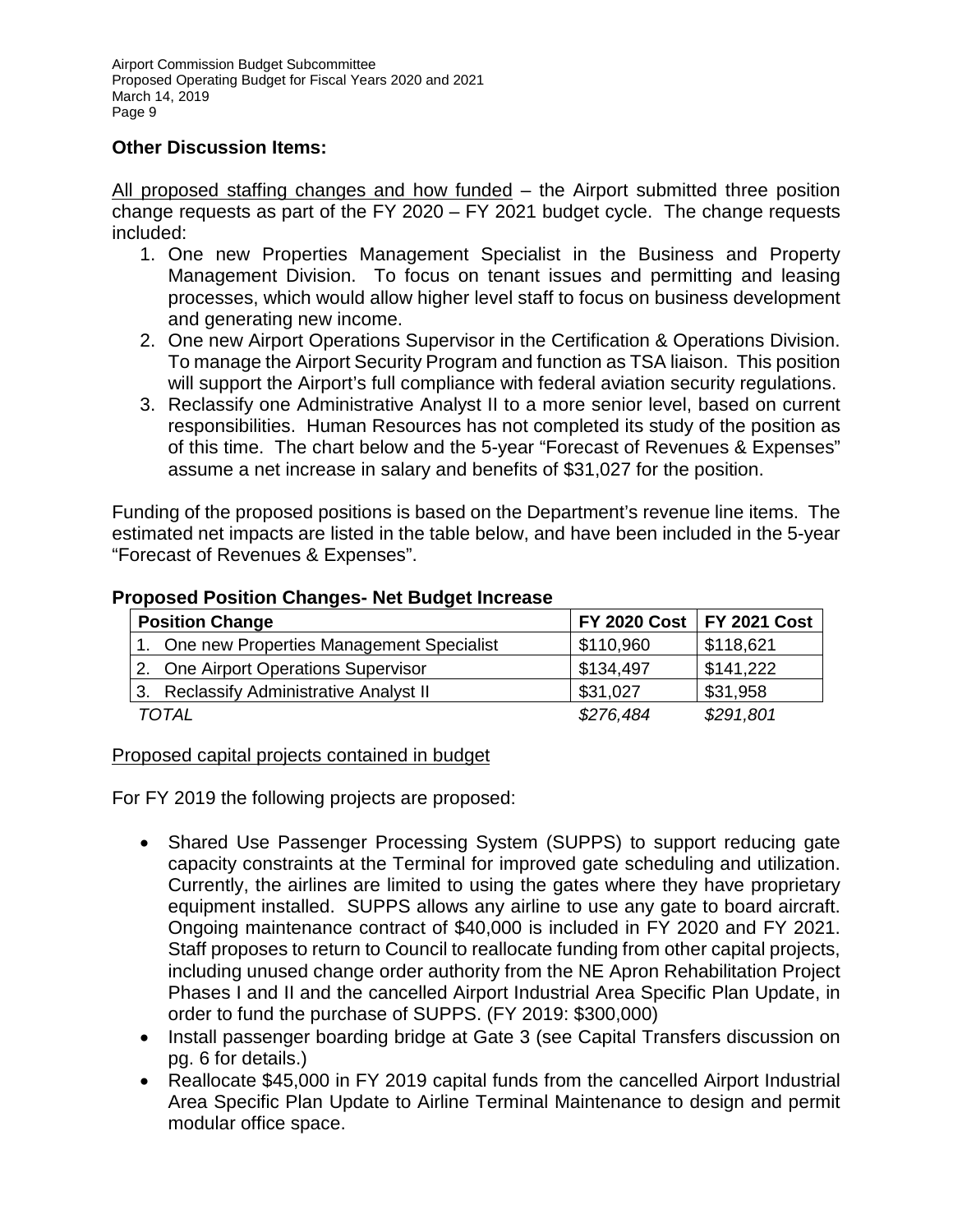### Other Discussion Items:

All proposed staffing changes and how funded – the Airport submitted three position change requests as part of the FY 2020 – FY 2021 budget cycle. The change requests included:

1. One new Properties Management Specialist in the Business and Property Management Division. To focus on tenant issues and permitting and leasing processes, which would allow higher level staff to focus on business development and generating new income.
2. One new Airport Operations Supervisor in the Certification & Operations Division. To manage the Airport Security Program and function as TSA liaison. This position will support the Airport's full compliance with federal aviation security regulations.
3. Reclassify one Administrative Analyst II to a more senior level, based on current responsibilities. Human Resources has not completed its study of the position as of this time. The chart below and the 5-year "Forecast of Revenues & Expenses" assume a net increase in salary and benefits of $31,027 for the position.

Funding of the proposed positions is based on the Department's revenue line items. The estimated net impacts are listed in the table below, and have been included in the 5-year "Forecast of Revenues & Expenses".

**Proposed Position Changes- Net Budget Increase**

| Position Change | FY 2020 Cost | FY 2021 Cost |
|---|---|---|
| 1. One new Properties Management Specialist | $110,960 | $118,621 |
| 2. One Airport Operations Supervisor | $134,497 | $141,222 |
| 3. Reclassify Administrative Analyst II | $31,027 | $31,958 |
| *TOTAL* | *$276,484* | *$291,801* |

Proposed capital projects contained in budget

For FY 2019 the following projects are proposed:

- Shared Use Passenger Processing System (SUPPS) to support reducing gate capacity constraints at the Terminal for improved gate scheduling and utilization. Currently, the airlines are limited to using the gates where they have proprietary equipment installed. SUPPS allows any airline to use any gate to board aircraft. Ongoing maintenance contract of $40,000 is included in FY 2020 and FY 2021. Staff proposes to return to Council to reallocate funding from other capital projects, including unused change order authority from the NE Apron Rehabilitation Project Phases I and II and the cancelled Airport Industrial Area Specific Plan Update, in order to fund the purchase of SUPPS. (FY 2019: $300,000)
- Install passenger boarding bridge at Gate 3 (see Capital Transfers discussion on pg. 6 for details.)
- Reallocate $45,000 in FY 2019 capital funds from the cancelled Airport Industrial Area Specific Plan Update to Airline Terminal Maintenance to design and permit modular office space.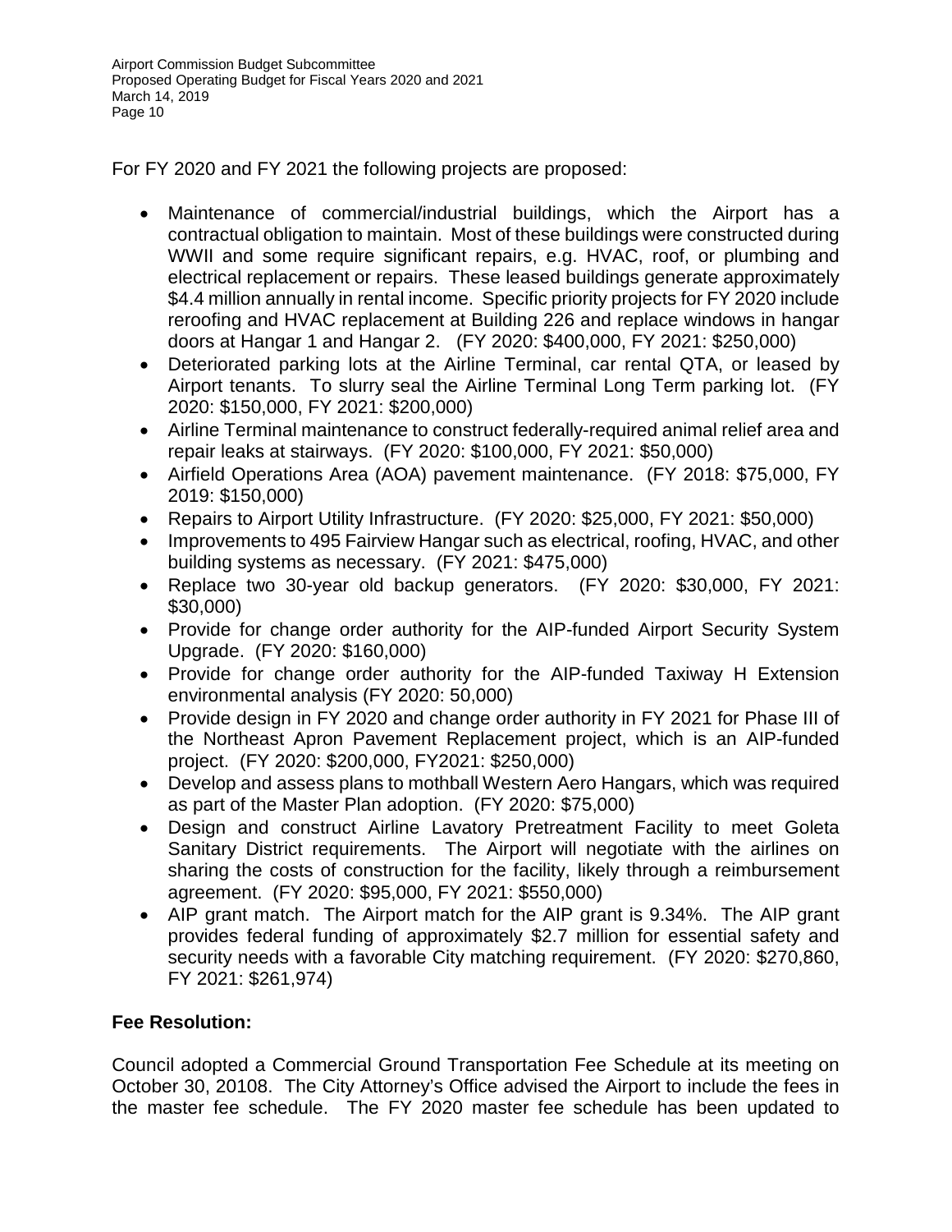For FY 2020 and FY 2021 the following projects are proposed:

- Maintenance of commercial/industrial buildings, which the Airport has a contractual obligation to maintain. Most of these buildings were constructed during WWII and some require significant repairs, e.g. HVAC, roof, or plumbing and electrical replacement or repairs. These leased buildings generate approximately $4.4 million annually in rental income. Specific priority projects for FY 2020 include reroofing and HVAC replacement at Building 226 and replace windows in hangar doors at Hangar 1 and Hangar 2. (FY 2020: $400,000, FY 2021: $250,000)
- Deteriorated parking lots at the Airline Terminal, car rental QTA, or leased by Airport tenants. To slurry seal the Airline Terminal Long Term parking lot. (FY 2020: $150,000, FY 2021: $200,000)
- Airline Terminal maintenance to construct federally-required animal relief area and repair leaks at stairways. (FY 2020: $100,000, FY 2021: $50,000)
- Airfield Operations Area (AOA) pavement maintenance. (FY 2018: $75,000, FY 2019: $150,000)
- Repairs to Airport Utility Infrastructure. (FY 2020: $25,000, FY 2021: $50,000)
- Improvements to 495 Fairview Hangar such as electrical, roofing, HVAC, and other building systems as necessary. (FY 2021: $475,000)
- Replace two 30-year old backup generators. (FY 2020: $30,000, FY 2021: $30,000)
- Provide for change order authority for the AIP-funded Airport Security System Upgrade. (FY 2020: $160,000)
- Provide for change order authority for the AIP-funded Taxiway H Extension environmental analysis (FY 2020: 50,000)
- Provide design in FY 2020 and change order authority in FY 2021 for Phase III of the Northeast Apron Pavement Replacement project, which is an AIP-funded project. (FY 2020: $200,000, FY2021: $250,000)
- Develop and assess plans to mothball Western Aero Hangars, which was required as part of the Master Plan adoption. (FY 2020: $75,000)
- Design and construct Airline Lavatory Pretreatment Facility to meet Goleta Sanitary District requirements. The Airport will negotiate with the airlines on sharing the costs of construction for the facility, likely through a reimbursement agreement. (FY 2020: $95,000, FY 2021: $550,000)
- AIP grant match. The Airport match for the AIP grant is 9.34%. The AIP grant provides federal funding of approximately $2.7 million for essential safety and security needs with a favorable City matching requirement. (FY 2020: $270,860, FY 2021: $261,974)

**Fee Resolution:**

Council adopted a Commercial Ground Transportation Fee Schedule at its meeting on October 30, 20108. The City Attorney's Office advised the Airport to include the fees in the master fee schedule. The FY 2020 master fee schedule has been updated to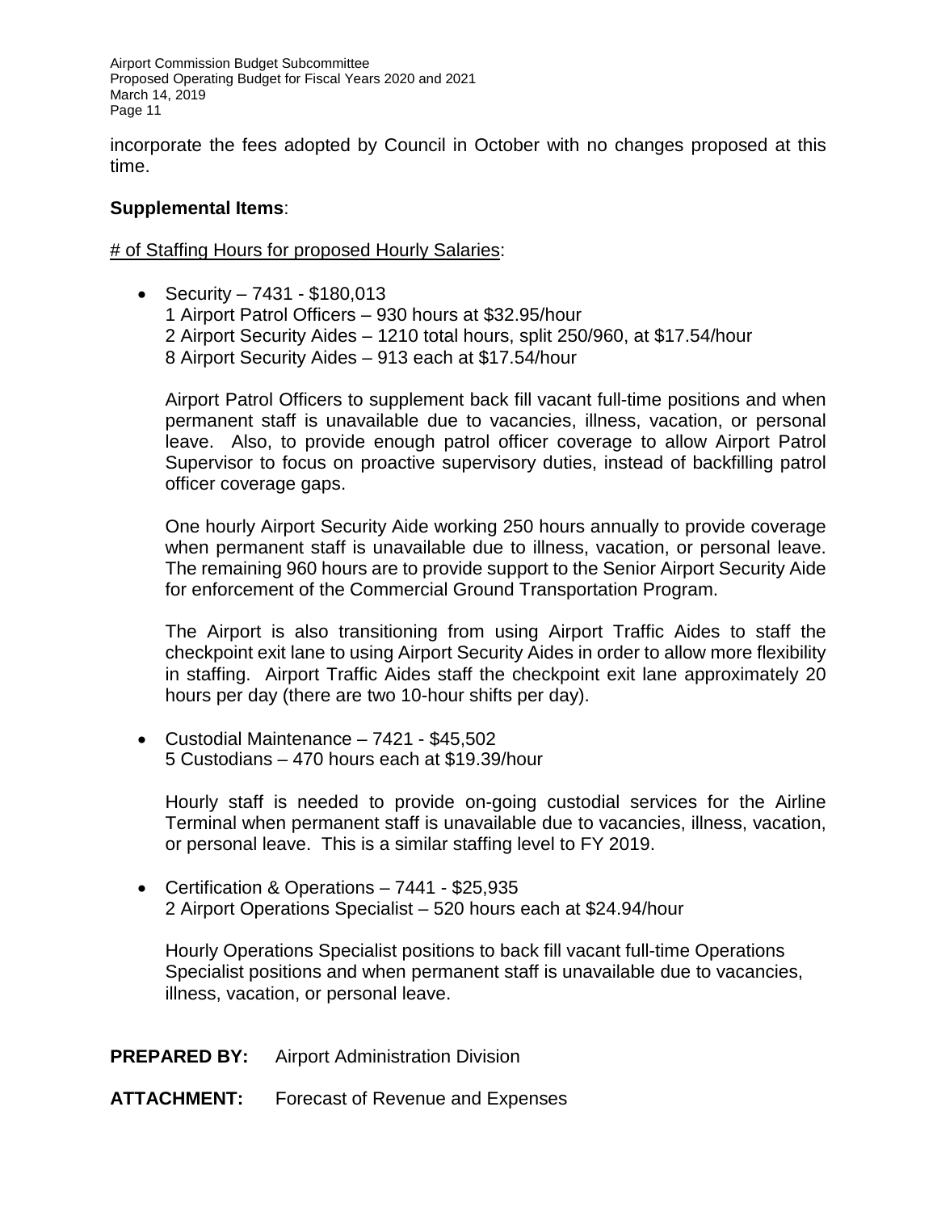incorporate the fees adopted by Council in October with no changes proposed at this time.

**Supplemental Items**:

# of Staffing Hours for proposed Hourly Salaries:

- Security – 7431 - $180,013
  1 Airport Patrol Officers – 930 hours at $32.95/hour
  2 Airport Security Aides – 1210 total hours, split 250/960, at $17.54/hour
  8 Airport Security Aides – 913 each at $17.54/hour

  Airport Patrol Officers to supplement back fill vacant full-time positions and when permanent staff is unavailable due to vacancies, illness, vacation, or personal leave. Also, to provide enough patrol officer coverage to allow Airport Patrol Supervisor to focus on proactive supervisory duties, instead of backfilling patrol officer coverage gaps.

  One hourly Airport Security Aide working 250 hours annually to provide coverage when permanent staff is unavailable due to illness, vacation, or personal leave. The remaining 960 hours are to provide support to the Senior Airport Security Aide for enforcement of the Commercial Ground Transportation Program.

  The Airport is also transitioning from using Airport Traffic Aides to staff the checkpoint exit lane to using Airport Security Aides in order to allow more flexibility in staffing. Airport Traffic Aides staff the checkpoint exit lane approximately 20 hours per day (there are two 10-hour shifts per day).

- Custodial Maintenance – 7421 - $45,502
  5 Custodians – 470 hours each at $19.39/hour

  Hourly staff is needed to provide on-going custodial services for the Airline Terminal when permanent staff is unavailable due to vacancies, illness, vacation, or personal leave. This is a similar staffing level to FY 2019.

- Certification & Operations – 7441 - $25,935
  2 Airport Operations Specialist – 520 hours each at $24.94/hour

  Hourly Operations Specialist positions to back fill vacant full-time Operations Specialist positions and when permanent staff is unavailable due to vacancies, illness, vacation, or personal leave.

**PREPARED BY:** Airport Administration Division

**ATTACHMENT:** Forecast of Revenue and Expenses